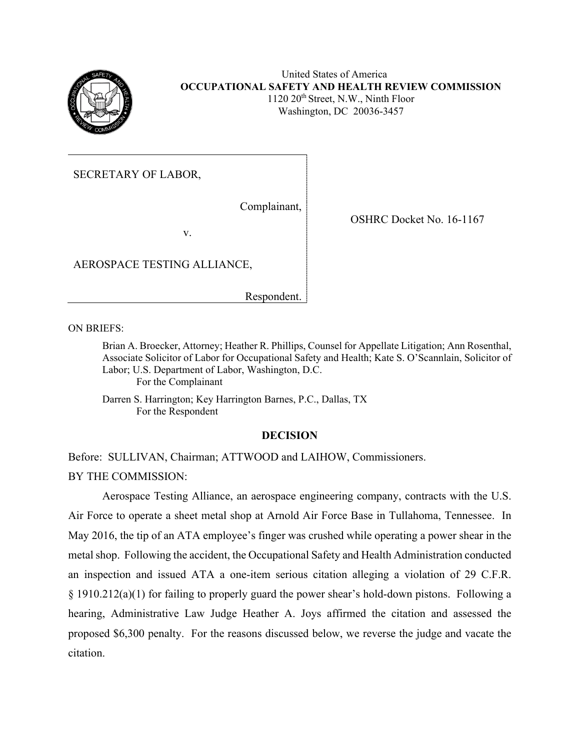United States of America
**OCCUPATIONAL SAFETY AND HEALTH REVIEW COMMISSION**
1120 20th Street, N.W., Ninth Floor
Washington, DC 20036-3457

| | |
|---|---|
| SECRETARY OF LABOR,<br><br>Complainant,<br><br>v.<br><br>AEROSPACE TESTING ALLIANCE,<br><br>Respondent. | OSHRC Docket No. 16-1167 |

ON BRIEFS:

Brian A. Broecker, Attorney; Heather R. Phillips, Counsel for Appellate Litigation; Ann Rosenthal, Associate Solicitor of Labor for Occupational Safety and Health; Kate S. O'Scannlain, Solicitor of Labor; U.S. Department of Labor, Washington, D.C.
For the Complainant

Darren S. Harrington; Key Harrington Barnes, P.C., Dallas, TX
For the Respondent

## DECISION

Before: SULLIVAN, Chairman; ATTWOOD and LAIHOW, Commissioners.

BY THE COMMISSION:

Aerospace Testing Alliance, an aerospace engineering company, contracts with the U.S. Air Force to operate a sheet metal shop at Arnold Air Force Base in Tullahoma, Tennessee. In May 2016, the tip of an ATA employee's finger was crushed while operating a power shear in the metal shop. Following the accident, the Occupational Safety and Health Administration conducted an inspection and issued ATA a one-item serious citation alleging a violation of 29 C.F.R. § 1910.212(a)(1) for failing to properly guard the power shear's hold-down pistons. Following a hearing, Administrative Law Judge Heather A. Joys affirmed the citation and assessed the proposed $6,300 penalty. For the reasons discussed below, we reverse the judge and vacate the citation.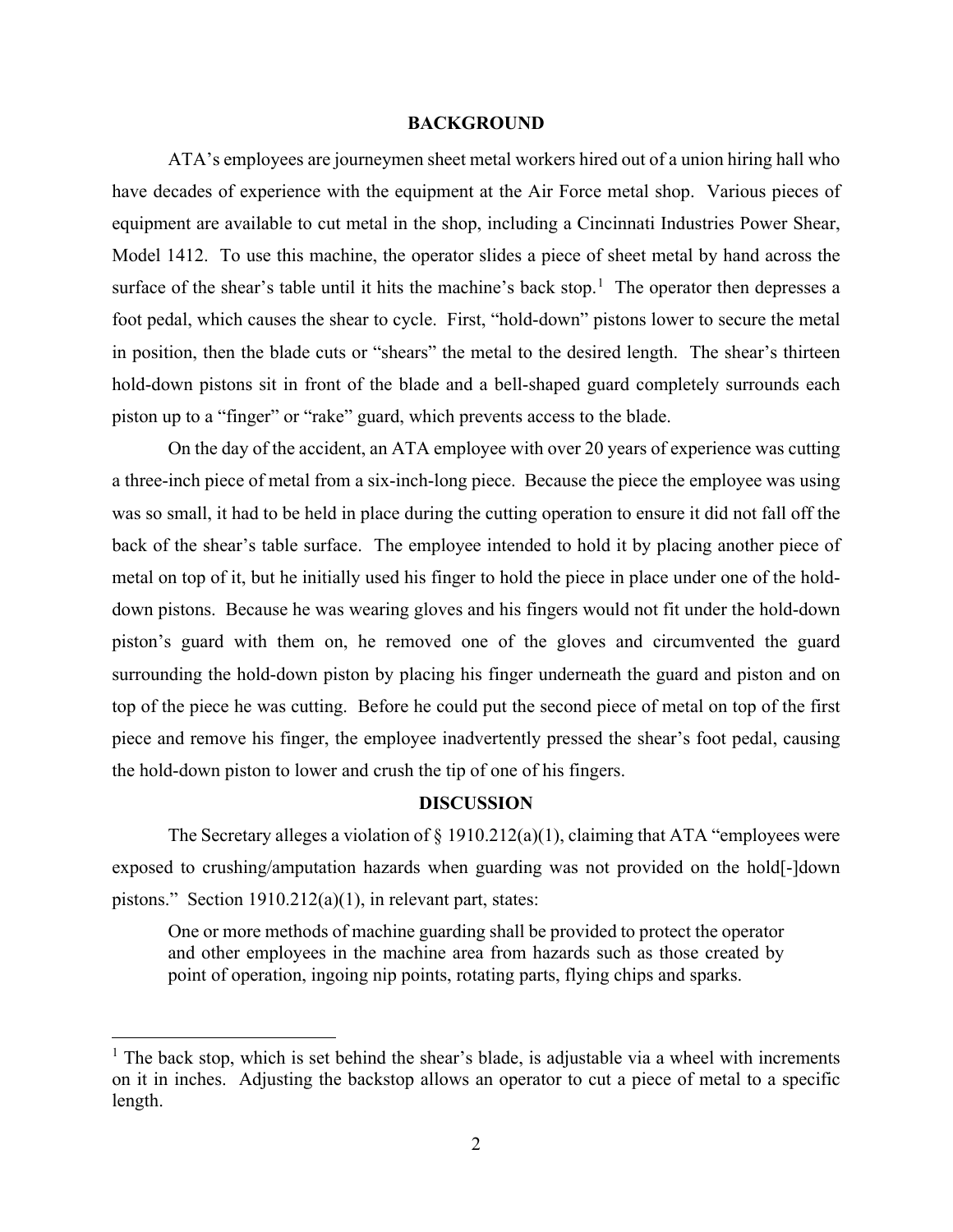## BACKGROUND

ATA's employees are journeymen sheet metal workers hired out of a union hiring hall who have decades of experience with the equipment at the Air Force metal shop. Various pieces of equipment are available to cut metal in the shop, including a Cincinnati Industries Power Shear, Model 1412. To use this machine, the operator slides a piece of sheet metal by hand across the surface of the shear's table until it hits the machine's back stop.[1] The operator then depresses a foot pedal, which causes the shear to cycle. First, "hold-down" pistons lower to secure the metal in position, then the blade cuts or "shears" the metal to the desired length. The shear's thirteen hold-down pistons sit in front of the blade and a bell-shaped guard completely surrounds each piston up to a "finger" or "rake" guard, which prevents access to the blade.

On the day of the accident, an ATA employee with over 20 years of experience was cutting a three-inch piece of metal from a six-inch-long piece. Because the piece the employee was using was so small, it had to be held in place during the cutting operation to ensure it did not fall off the back of the shear's table surface. The employee intended to hold it by placing another piece of metal on top of it, but he initially used his finger to hold the piece in place under one of the hold-down pistons. Because he was wearing gloves and his fingers would not fit under the hold-down piston's guard with them on, he removed one of the gloves and circumvented the guard surrounding the hold-down piston by placing his finger underneath the guard and piston and on top of the piece he was cutting. Before he could put the second piece of metal on top of the first piece and remove his finger, the employee inadvertently pressed the shear's foot pedal, causing the hold-down piston to lower and crush the tip of one of his fingers.

## DISCUSSION

The Secretary alleges a violation of § 1910.212(a)(1), claiming that ATA "employees were exposed to crushing/amputation hazards when guarding was not provided on the hold[-]down pistons." Section 1910.212(a)(1), in relevant part, states:

> One or more methods of machine guarding shall be provided to protect the operator and other employees in the machine area from hazards such as those created by point of operation, ingoing nip points, rotating parts, flying chips and sparks.

---

[1] The back stop, which is set behind the shear's blade, is adjustable via a wheel with increments on it in inches. Adjusting the backstop allows an operator to cut a piece of metal to a specific length.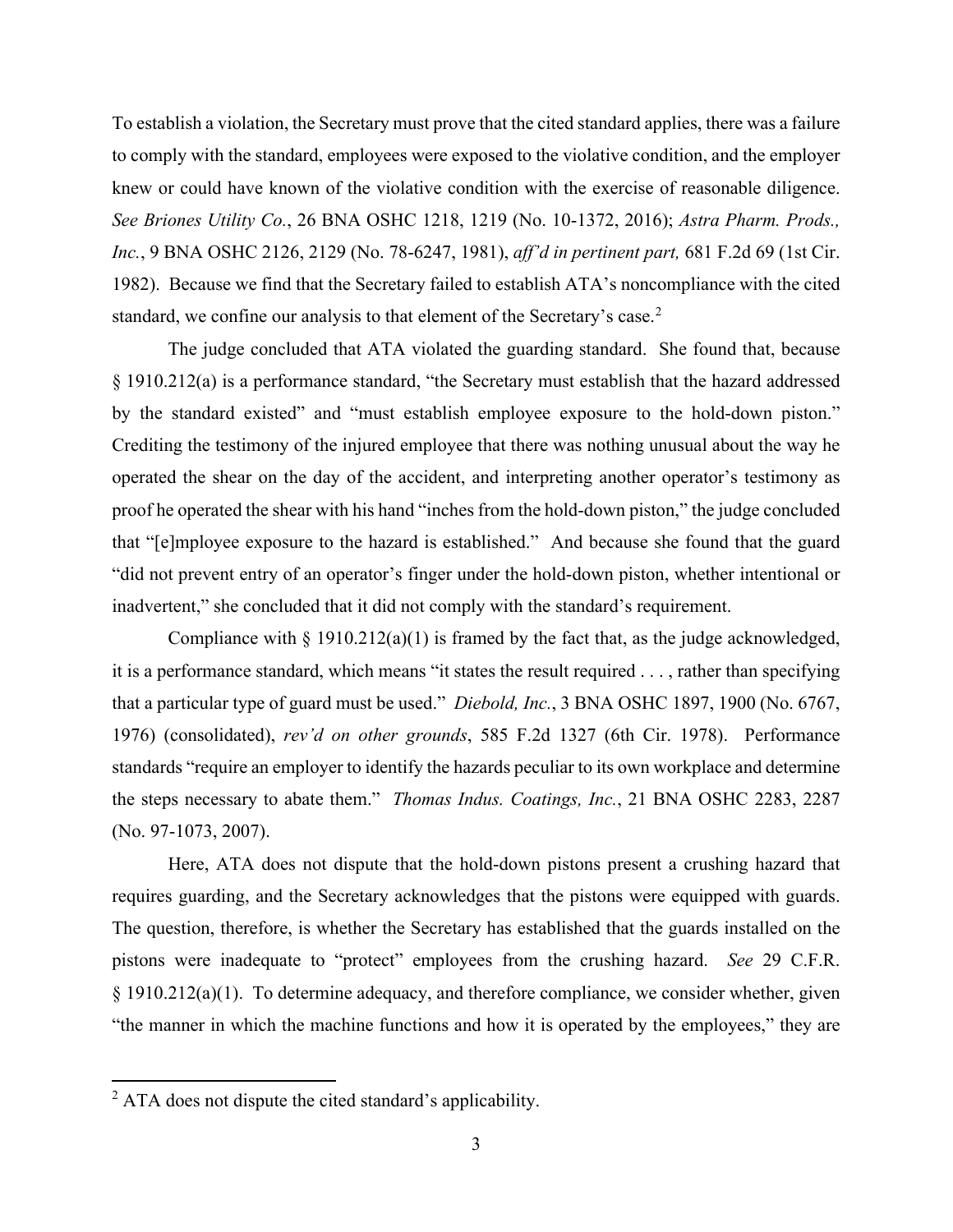To establish a violation, the Secretary must prove that the cited standard applies, there was a failure to comply with the standard, employees were exposed to the violative condition, and the employer knew or could have known of the violative condition with the exercise of reasonable diligence. *See Briones Utility Co.*, 26 BNA OSHC 1218, 1219 (No. 10-1372, 2016); *Astra Pharm. Prods., Inc.*, 9 BNA OSHC 2126, 2129 (No. 78-6247, 1981), *aff'd in pertinent part,* 681 F.2d 69 (1st Cir. 1982). Because we find that the Secretary failed to establish ATA's noncompliance with the cited standard, we confine our analysis to that element of the Secretary's case.[2]

The judge concluded that ATA violated the guarding standard. She found that, because § 1910.212(a) is a performance standard, "the Secretary must establish that the hazard addressed by the standard existed" and "must establish employee exposure to the hold-down piston." Crediting the testimony of the injured employee that there was nothing unusual about the way he operated the shear on the day of the accident, and interpreting another operator's testimony as proof he operated the shear with his hand "inches from the hold-down piston," the judge concluded that "[e]mployee exposure to the hazard is established." And because she found that the guard "did not prevent entry of an operator's finger under the hold-down piston, whether intentional or inadvertent," she concluded that it did not comply with the standard's requirement.

Compliance with § 1910.212(a)(1) is framed by the fact that, as the judge acknowledged, it is a performance standard, which means "it states the result required . . . , rather than specifying that a particular type of guard must be used." *Diebold, Inc.*, 3 BNA OSHC 1897, 1900 (No. 6767, 1976) (consolidated), *rev'd on other grounds*, 585 F.2d 1327 (6th Cir. 1978). Performance standards "require an employer to identify the hazards peculiar to its own workplace and determine the steps necessary to abate them." *Thomas Indus. Coatings, Inc.*, 21 BNA OSHC 2283, 2287 (No. 97-1073, 2007).

Here, ATA does not dispute that the hold-down pistons present a crushing hazard that requires guarding, and the Secretary acknowledges that the pistons were equipped with guards. The question, therefore, is whether the Secretary has established that the guards installed on the pistons were inadequate to "protect" employees from the crushing hazard. *See* 29 C.F.R. § 1910.212(a)(1). To determine adequacy, and therefore compliance, we consider whether, given "the manner in which the machine functions and how it is operated by the employees," they are

[2] ATA does not dispute the cited standard's applicability.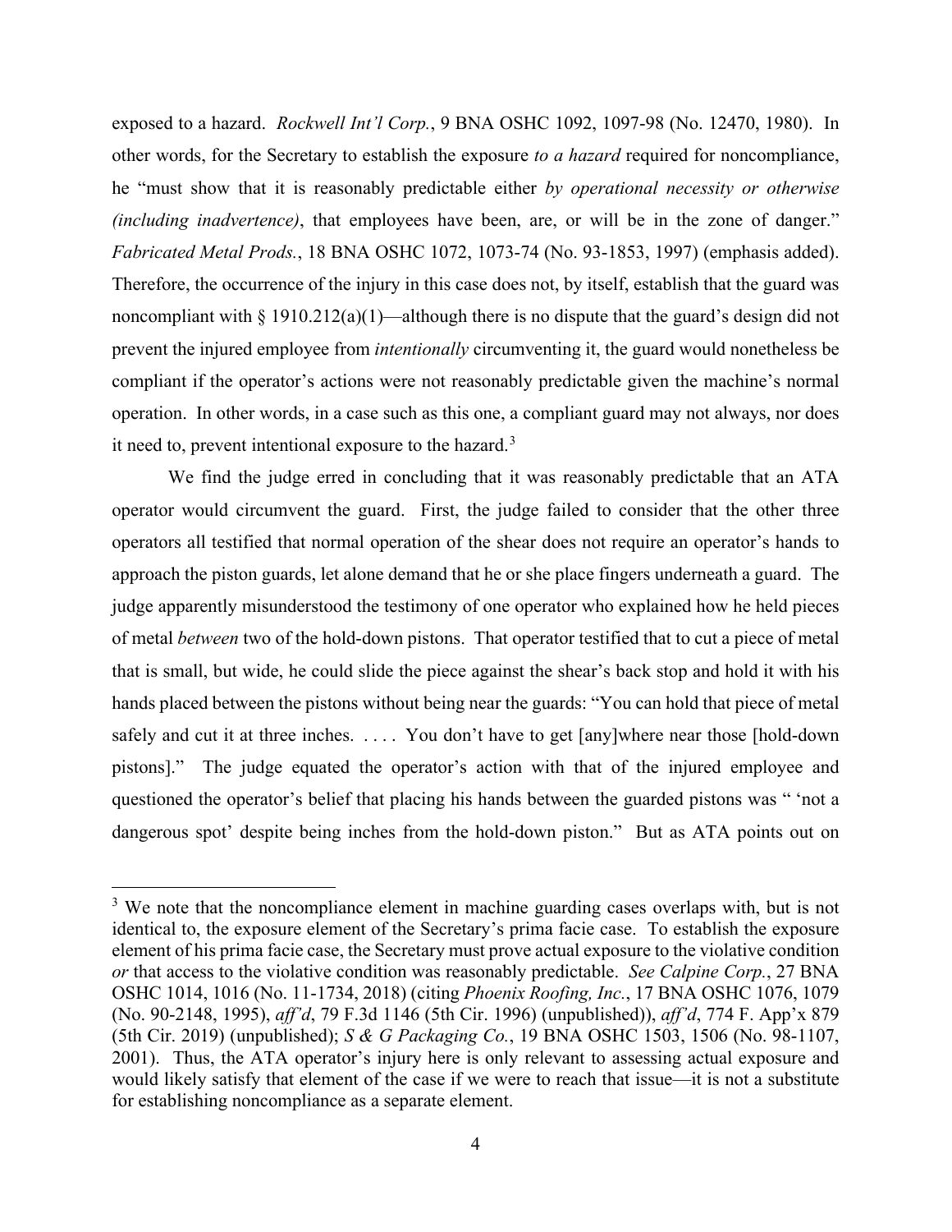exposed to a hazard. *Rockwell Int'l Corp.*, 9 BNA OSHC 1092, 1097-98 (No. 12470, 1980). In other words, for the Secretary to establish the exposure *to a hazard* required for noncompliance, he "must show that it is reasonably predictable either *by operational necessity or otherwise (including inadvertence)*, that employees have been, are, or will be in the zone of danger." *Fabricated Metal Prods.*, 18 BNA OSHC 1072, 1073-74 (No. 93-1853, 1997) (emphasis added). Therefore, the occurrence of the injury in this case does not, by itself, establish that the guard was noncompliant with § 1910.212(a)(1)—although there is no dispute that the guard's design did not prevent the injured employee from *intentionally* circumventing it, the guard would nonetheless be compliant if the operator's actions were not reasonably predictable given the machine's normal operation. In other words, in a case such as this one, a compliant guard may not always, nor does it need to, prevent intentional exposure to the hazard.[3]

We find the judge erred in concluding that it was reasonably predictable that an ATA operator would circumvent the guard. First, the judge failed to consider that the other three operators all testified that normal operation of the shear does not require an operator's hands to approach the piston guards, let alone demand that he or she place fingers underneath a guard. The judge apparently misunderstood the testimony of one operator who explained how he held pieces of metal *between* two of the hold-down pistons. That operator testified that to cut a piece of metal that is small, but wide, he could slide the piece against the shear's back stop and hold it with his hands placed between the pistons without being near the guards: "You can hold that piece of metal safely and cut it at three inches. . . . . You don't have to get [any]where near those [hold-down pistons]." The judge equated the operator's action with that of the injured employee and questioned the operator's belief that placing his hands between the guarded pistons was " 'not a dangerous spot' despite being inches from the hold-down piston." But as ATA points out on

---

[3] We note that the noncompliance element in machine guarding cases overlaps with, but is not identical to, the exposure element of the Secretary's prima facie case. To establish the exposure element of his prima facie case, the Secretary must prove actual exposure to the violative condition *or* that access to the violative condition was reasonably predictable. *See Calpine Corp.*, 27 BNA OSHC 1014, 1016 (No. 11-1734, 2018) (citing *Phoenix Roofing, Inc.*, 17 BNA OSHC 1076, 1079 (No. 90-2148, 1995), *aff'd*, 79 F.3d 1146 (5th Cir. 1996) (unpublished)), *aff'd*, 774 F. App'x 879 (5th Cir. 2019) (unpublished); *S & G Packaging Co.*, 19 BNA OSHC 1503, 1506 (No. 98-1107, 2001). Thus, the ATA operator's injury here is only relevant to assessing actual exposure and would likely satisfy that element of the case if we were to reach that issue—it is not a substitute for establishing noncompliance as a separate element.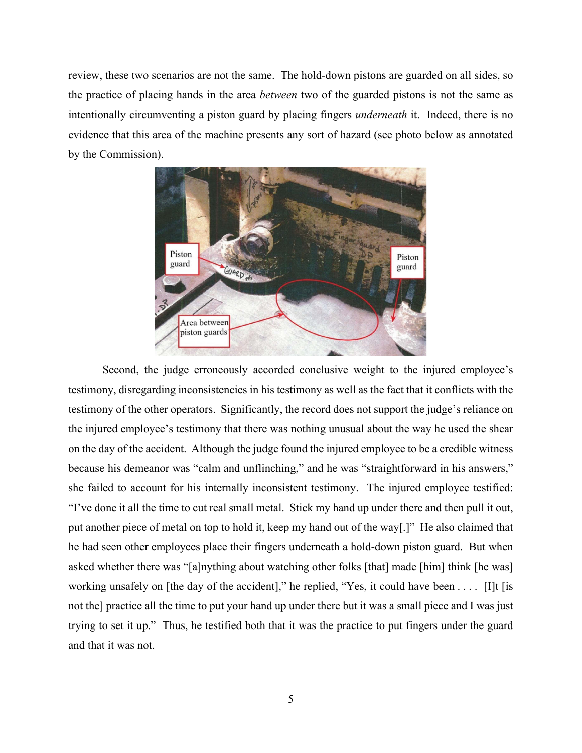review, these two scenarios are not the same. The hold-down pistons are guarded on all sides, so the practice of placing hands in the area *between* two of the guarded pistons is not the same as intentionally circumventing a piston guard by placing fingers *underneath* it. Indeed, there is no evidence that this area of the machine presents any sort of hazard (see photo below as annotated by the Commission).

Second, the judge erroneously accorded conclusive weight to the injured employee's testimony, disregarding inconsistencies in his testimony as well as the fact that it conflicts with the testimony of the other operators. Significantly, the record does not support the judge's reliance on the injured employee's testimony that there was nothing unusual about the way he used the shear on the day of the accident. Although the judge found the injured employee to be a credible witness because his demeanor was "calm and unflinching," and he was "straightforward in his answers," she failed to account for his internally inconsistent testimony. The injured employee testified: "I've done it all the time to cut real small metal. Stick my hand up under there and then pull it out, put another piece of metal on top to hold it, keep my hand out of the way[.]" He also claimed that he had seen other employees place their fingers underneath a hold-down piston guard. But when asked whether there was "[a]nything about watching other folks [that] made [him] think [he was] working unsafely on [the day of the accident]," he replied, "Yes, it could have been . . . . [I]t [is not the] practice all the time to put your hand up under there but it was a small piece and I was just trying to set it up." Thus, he testified both that it was the practice to put fingers under the guard and that it was not.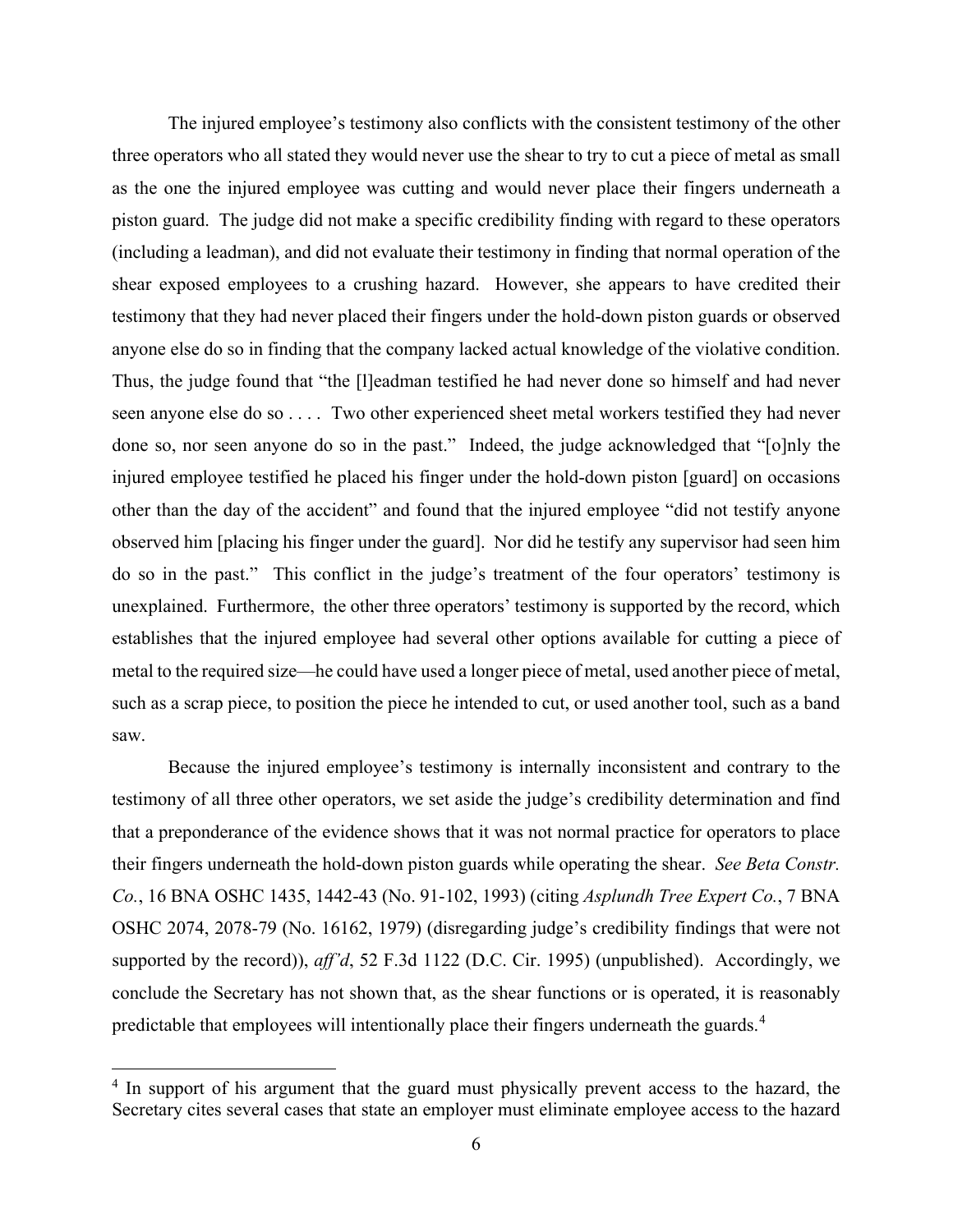The injured employee's testimony also conflicts with the consistent testimony of the other three operators who all stated they would never use the shear to try to cut a piece of metal as small as the one the injured employee was cutting and would never place their fingers underneath a piston guard. The judge did not make a specific credibility finding with regard to these operators (including a leadman), and did not evaluate their testimony in finding that normal operation of the shear exposed employees to a crushing hazard. However, she appears to have credited their testimony that they had never placed their fingers under the hold-down piston guards or observed anyone else do so in finding that the company lacked actual knowledge of the violative condition. Thus, the judge found that "the [l]eadman testified he had never done so himself and had never seen anyone else do so . . . . Two other experienced sheet metal workers testified they had never done so, nor seen anyone do so in the past." Indeed, the judge acknowledged that "[o]nly the injured employee testified he placed his finger under the hold-down piston [guard] on occasions other than the day of the accident" and found that the injured employee "did not testify anyone observed him [placing his finger under the guard]. Nor did he testify any supervisor had seen him do so in the past." This conflict in the judge's treatment of the four operators' testimony is unexplained. Furthermore, the other three operators' testimony is supported by the record, which establishes that the injured employee had several other options available for cutting a piece of metal to the required size—he could have used a longer piece of metal, used another piece of metal, such as a scrap piece, to position the piece he intended to cut, or used another tool, such as a band saw.

Because the injured employee's testimony is internally inconsistent and contrary to the testimony of all three other operators, we set aside the judge's credibility determination and find that a preponderance of the evidence shows that it was not normal practice for operators to place their fingers underneath the hold-down piston guards while operating the shear. *See Beta Constr. Co.*, 16 BNA OSHC 1435, 1442-43 (No. 91-102, 1993) (citing *Asplundh Tree Expert Co.*, 7 BNA OSHC 2074, 2078-79 (No. 16162, 1979) (disregarding judge's credibility findings that were not supported by the record)), *aff'd*, 52 F.3d 1122 (D.C. Cir. 1995) (unpublished). Accordingly, we conclude the Secretary has not shown that, as the shear functions or is operated, it is reasonably predictable that employees will intentionally place their fingers underneath the guards.[4]

---

[4] In support of his argument that the guard must physically prevent access to the hazard, the Secretary cites several cases that state an employer must eliminate employee access to the hazard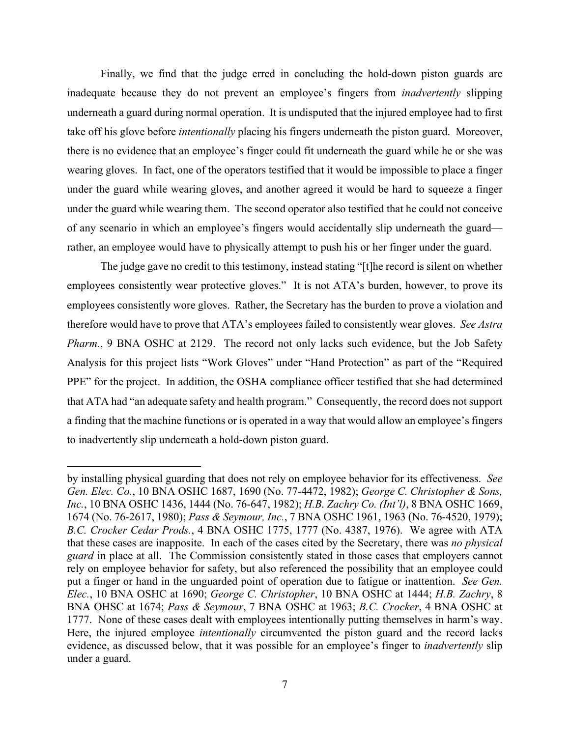Finally, we find that the judge erred in concluding the hold-down piston guards are inadequate because they do not prevent an employee's fingers from *inadvertently* slipping underneath a guard during normal operation. It is undisputed that the injured employee had to first take off his glove before *intentionally* placing his fingers underneath the piston guard. Moreover, there is no evidence that an employee's finger could fit underneath the guard while he or she was wearing gloves. In fact, one of the operators testified that it would be impossible to place a finger under the guard while wearing gloves, and another agreed it would be hard to squeeze a finger under the guard while wearing them. The second operator also testified that he could not conceive of any scenario in which an employee's fingers would accidentally slip underneath the guard—rather, an employee would have to physically attempt to push his or her finger under the guard.

The judge gave no credit to this testimony, instead stating "[t]he record is silent on whether employees consistently wear protective gloves." It is not ATA's burden, however, to prove its employees consistently wore gloves. Rather, the Secretary has the burden to prove a violation and therefore would have to prove that ATA's employees failed to consistently wear gloves. *See Astra Pharm.*, 9 BNA OSHC at 2129. The record not only lacks such evidence, but the Job Safety Analysis for this project lists "Work Gloves" under "Hand Protection" as part of the "Required PPE" for the project. In addition, the OSHA compliance officer testified that she had determined that ATA had "an adequate safety and health program." Consequently, the record does not support a finding that the machine functions or is operated in a way that would allow an employee's fingers to inadvertently slip underneath a hold-down piston guard.

---

by installing physical guarding that does not rely on employee behavior for its effectiveness. *See Gen. Elec. Co.*, 10 BNA OSHC 1687, 1690 (No. 77-4472, 1982); *George C. Christopher & Sons, Inc.*, 10 BNA OSHC 1436, 1444 (No. 76-647, 1982); *H.B. Zachry Co. (Int'l)*, 8 BNA OSHC 1669, 1674 (No. 76-2617, 1980); *Pass & Seymour, Inc.*, 7 BNA OSHC 1961, 1963 (No. 76-4520, 1979); *B.C. Crocker Cedar Prods.*, 4 BNA OSHC 1775, 1777 (No. 4387, 1976). We agree with ATA that these cases are inapposite. In each of the cases cited by the Secretary, there was *no physical guard* in place at all. The Commission consistently stated in those cases that employers cannot rely on employee behavior for safety, but also referenced the possibility that an employee could put a finger or hand in the unguarded point of operation due to fatigue or inattention. *See Gen. Elec.*, 10 BNA OSHC at 1690; *George C. Christopher*, 10 BNA OSHC at 1444; *H.B. Zachry*, 8 BNA OHSC at 1674; *Pass & Seymour*, 7 BNA OSHC at 1963; *B.C. Crocker*, 4 BNA OSHC at 1777. None of these cases dealt with employees intentionally putting themselves in harm's way. Here, the injured employee *intentionally* circumvented the piston guard and the record lacks evidence, as discussed below, that it was possible for an employee's finger to *inadvertently* slip under a guard.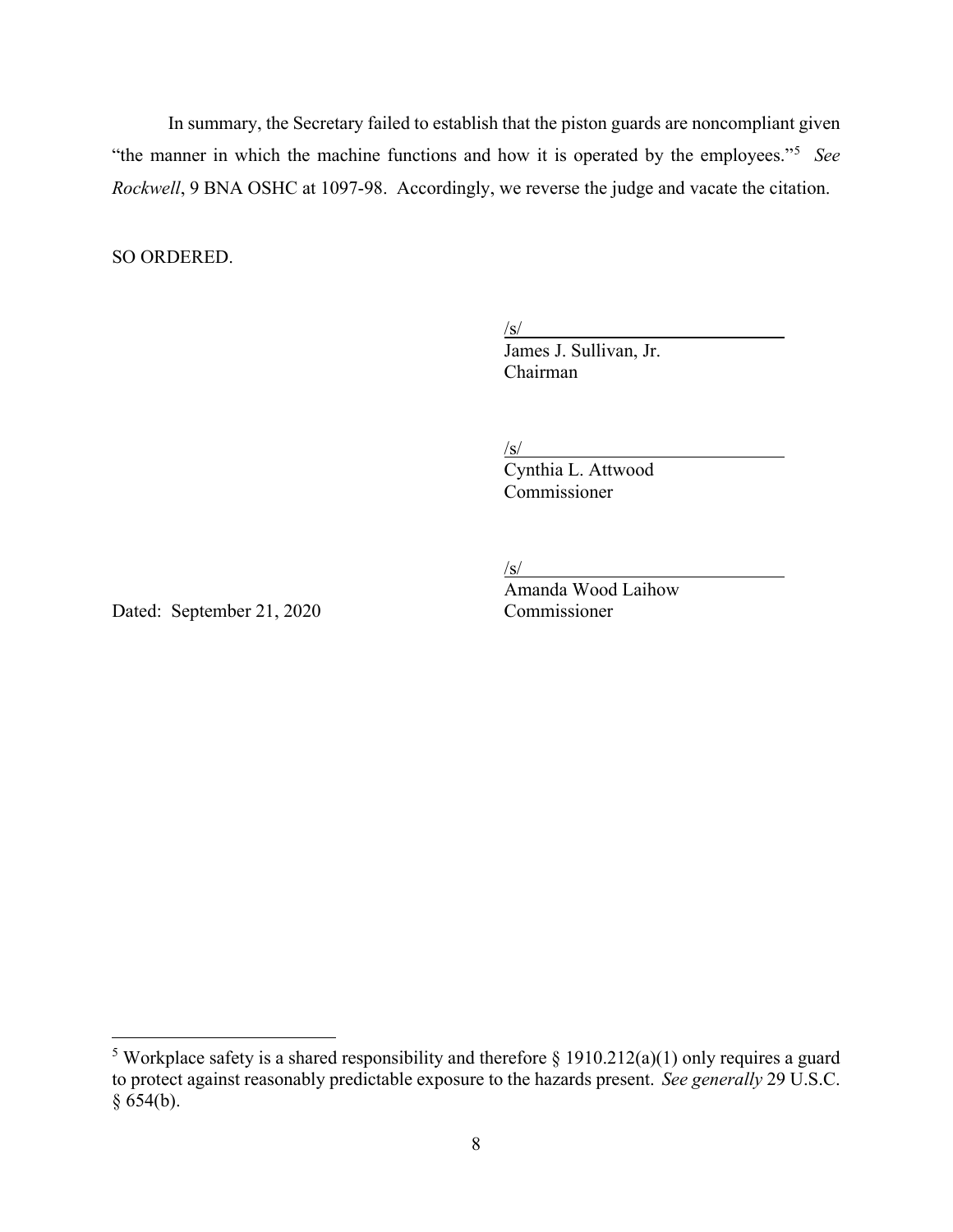In summary, the Secretary failed to establish that the piston guards are noncompliant given "the manner in which the machine functions and how it is operated by the employees."[5] *See Rockwell*, 9 BNA OSHC at 1097-98. Accordingly, we reverse the judge and vacate the citation.

SO ORDERED.

/s/
James J. Sullivan, Jr.
Chairman

/s/
Cynthia L. Attwood
Commissioner

/s/
Amanda Wood Laihow
Commissioner

Dated: September 21, 2020

---

[5] Workplace safety is a shared responsibility and therefore § 1910.212(a)(1) only requires a guard to protect against reasonably predictable exposure to the hazards present. *See generally* 29 U.S.C. § 654(b).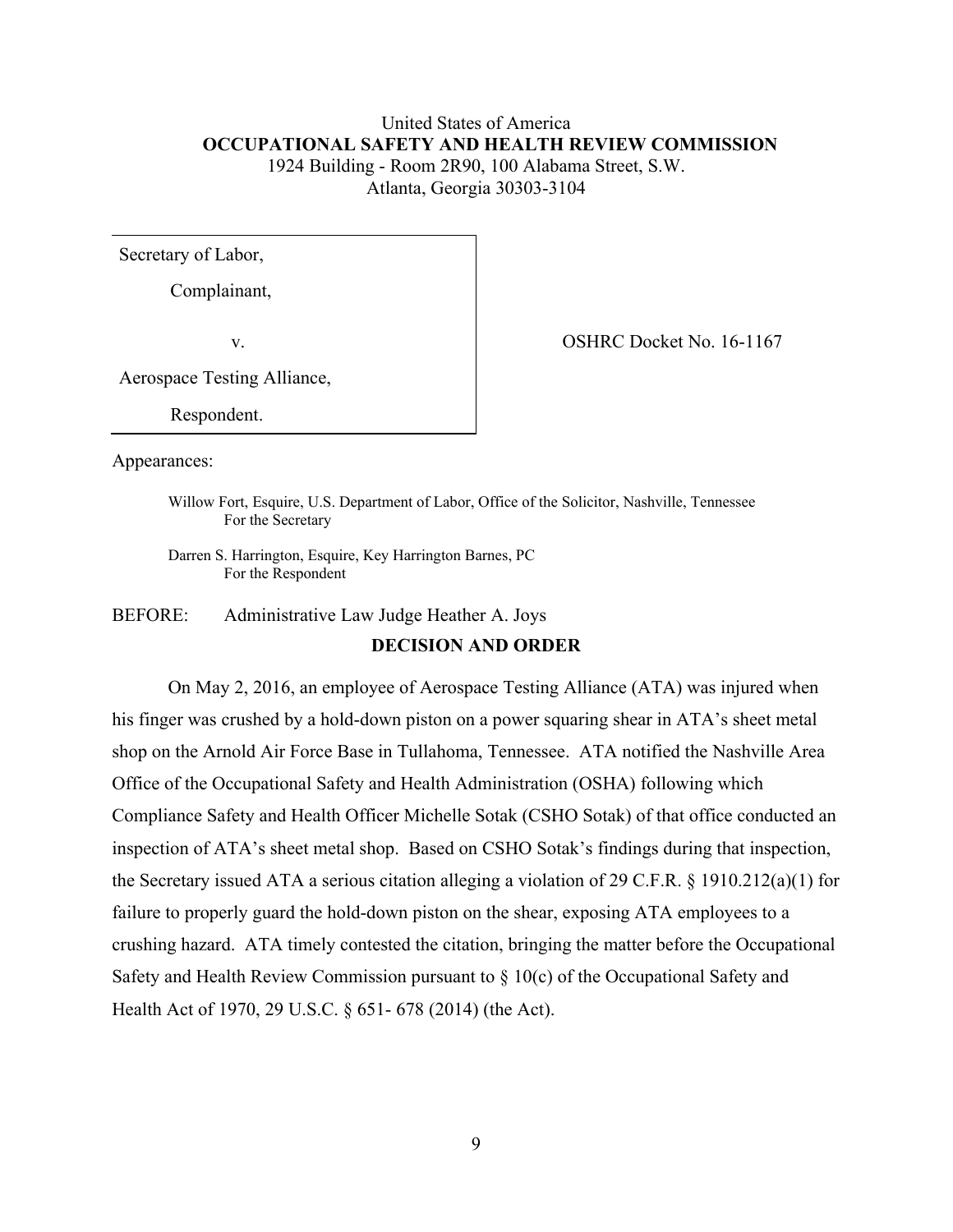United States of America
**OCCUPATIONAL SAFETY AND HEALTH REVIEW COMMISSION**
1924 Building - Room 2R90, 100 Alabama Street, S.W.
Atlanta, Georgia 30303-3104

| | |
|---|---|
| Secretary of Labor,<br>Complainant,<br>v.<br>Aerospace Testing Alliance,<br>Respondent. | OSHRC Docket No. 16-1167 |

Appearances:

Willow Fort, Esquire, U.S. Department of Labor, Office of the Solicitor, Nashville, Tennessee
For the Secretary

Darren S. Harrington, Esquire, Key Harrington Barnes, PC
For the Respondent

BEFORE: Administrative Law Judge Heather A. Joys

## DECISION AND ORDER

On May 2, 2016, an employee of Aerospace Testing Alliance (ATA) was injured when his finger was crushed by a hold-down piston on a power squaring shear in ATA's sheet metal shop on the Arnold Air Force Base in Tullahoma, Tennessee. ATA notified the Nashville Area Office of the Occupational Safety and Health Administration (OSHA) following which Compliance Safety and Health Officer Michelle Sotak (CSHO Sotak) of that office conducted an inspection of ATA's sheet metal shop. Based on CSHO Sotak's findings during that inspection, the Secretary issued ATA a serious citation alleging a violation of 29 C.F.R. § 1910.212(a)(1) for failure to properly guard the hold-down piston on the shear, exposing ATA employees to a crushing hazard. ATA timely contested the citation, bringing the matter before the Occupational Safety and Health Review Commission pursuant to § 10(c) of the Occupational Safety and Health Act of 1970, 29 U.S.C. § 651- 678 (2014) (the Act).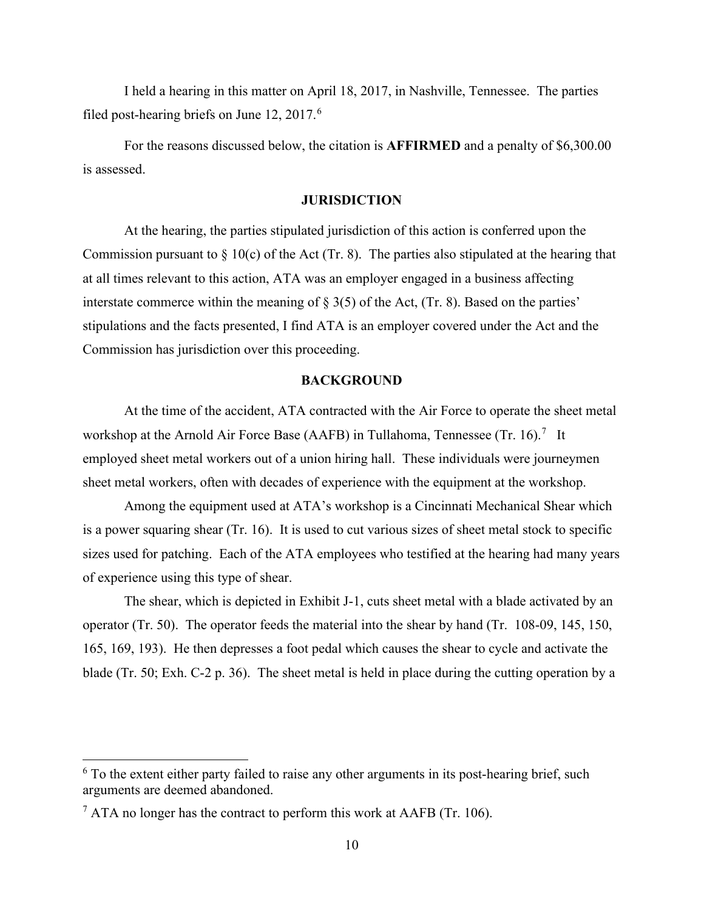I held a hearing in this matter on April 18, 2017, in Nashville, Tennessee. The parties filed post-hearing briefs on June 12, 2017.[6]

For the reasons discussed below, the citation is **AFFIRMED** and a penalty of $6,300.00 is assessed.

## JURISDICTION

At the hearing, the parties stipulated jurisdiction of this action is conferred upon the Commission pursuant to § 10(c) of the Act (Tr. 8). The parties also stipulated at the hearing that at all times relevant to this action, ATA was an employer engaged in a business affecting interstate commerce within the meaning of § 3(5) of the Act, (Tr. 8). Based on the parties' stipulations and the facts presented, I find ATA is an employer covered under the Act and the Commission has jurisdiction over this proceeding.

## BACKGROUND

At the time of the accident, ATA contracted with the Air Force to operate the sheet metal workshop at the Arnold Air Force Base (AAFB) in Tullahoma, Tennessee (Tr. 16).[7] It employed sheet metal workers out of a union hiring hall. These individuals were journeymen sheet metal workers, often with decades of experience with the equipment at the workshop.

Among the equipment used at ATA's workshop is a Cincinnati Mechanical Shear which is a power squaring shear (Tr. 16). It is used to cut various sizes of sheet metal stock to specific sizes used for patching. Each of the ATA employees who testified at the hearing had many years of experience using this type of shear.

The shear, which is depicted in Exhibit J-1, cuts sheet metal with a blade activated by an operator (Tr. 50). The operator feeds the material into the shear by hand (Tr. 108-09, 145, 150, 165, 169, 193). He then depresses a foot pedal which causes the shear to cycle and activate the blade (Tr. 50; Exh. C-2 p. 36). The sheet metal is held in place during the cutting operation by a

---

[6] To the extent either party failed to raise any other arguments in its post-hearing brief, such arguments are deemed abandoned.

[7] ATA no longer has the contract to perform this work at AAFB (Tr. 106).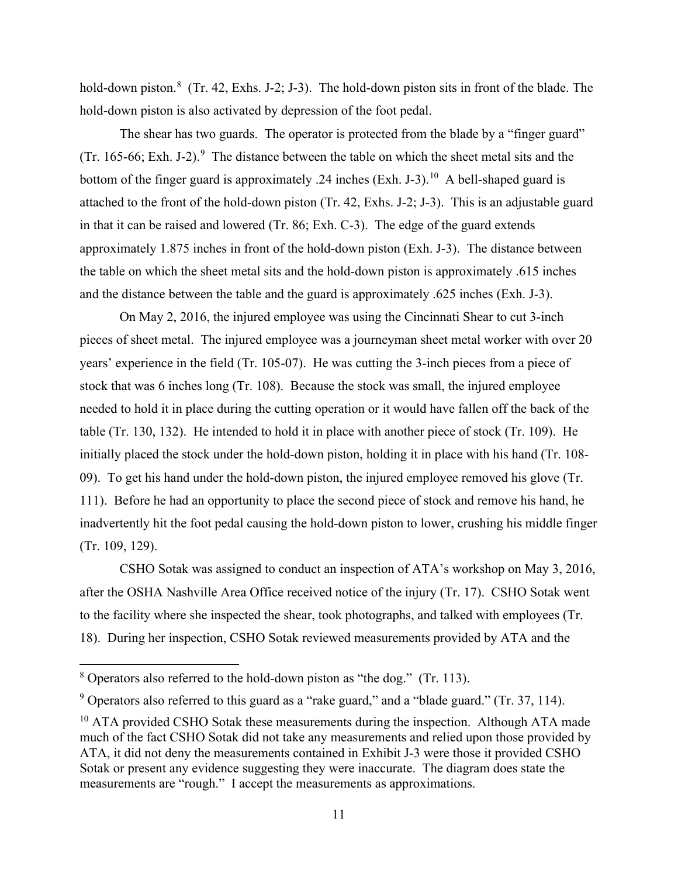hold-down piston.[8] (Tr. 42, Exhs. J-2; J-3). The hold-down piston sits in front of the blade. The hold-down piston is also activated by depression of the foot pedal.

The shear has two guards. The operator is protected from the blade by a "finger guard" (Tr. 165-66; Exh. J-2).[9] The distance between the table on which the sheet metal sits and the bottom of the finger guard is approximately .24 inches (Exh. J-3).[10] A bell-shaped guard is attached to the front of the hold-down piston (Tr. 42, Exhs. J-2; J-3). This is an adjustable guard in that it can be raised and lowered (Tr. 86; Exh. C-3). The edge of the guard extends approximately 1.875 inches in front of the hold-down piston (Exh. J-3). The distance between the table on which the sheet metal sits and the hold-down piston is approximately .615 inches and the distance between the table and the guard is approximately .625 inches (Exh. J-3).

On May 2, 2016, the injured employee was using the Cincinnati Shear to cut 3-inch pieces of sheet metal. The injured employee was a journeyman sheet metal worker with over 20 years' experience in the field (Tr. 105-07). He was cutting the 3-inch pieces from a piece of stock that was 6 inches long (Tr. 108). Because the stock was small, the injured employee needed to hold it in place during the cutting operation or it would have fallen off the back of the table (Tr. 130, 132). He intended to hold it in place with another piece of stock (Tr. 109). He initially placed the stock under the hold-down piston, holding it in place with his hand (Tr. 108-09). To get his hand under the hold-down piston, the injured employee removed his glove (Tr. 111). Before he had an opportunity to place the second piece of stock and remove his hand, he inadvertently hit the foot pedal causing the hold-down piston to lower, crushing his middle finger (Tr. 109, 129).

CSHO Sotak was assigned to conduct an inspection of ATA's workshop on May 3, 2016, after the OSHA Nashville Area Office received notice of the injury (Tr. 17). CSHO Sotak went to the facility where she inspected the shear, took photographs, and talked with employees (Tr. 18). During her inspection, CSHO Sotak reviewed measurements provided by ATA and the

---

[8] Operators also referred to the hold-down piston as "the dog." (Tr. 113).

[9] Operators also referred to this guard as a "rake guard," and a "blade guard." (Tr. 37, 114).

[10] ATA provided CSHO Sotak these measurements during the inspection. Although ATA made much of the fact CSHO Sotak did not take any measurements and relied upon those provided by ATA, it did not deny the measurements contained in Exhibit J-3 were those it provided CSHO Sotak or present any evidence suggesting they were inaccurate. The diagram does state the measurements are "rough." I accept the measurements as approximations.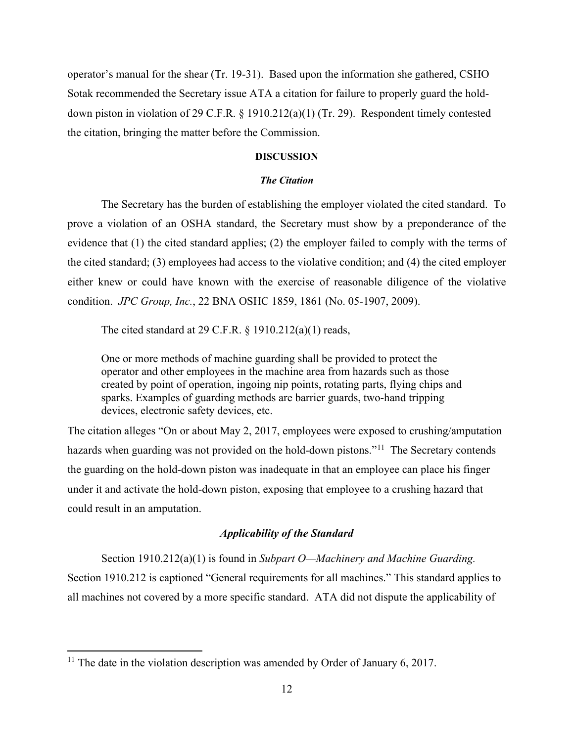operator's manual for the shear (Tr. 19-31). Based upon the information she gathered, CSHO Sotak recommended the Secretary issue ATA a citation for failure to properly guard the hold-down piston in violation of 29 C.F.R. § 1910.212(a)(1) (Tr. 29). Respondent timely contested the citation, bringing the matter before the Commission.

## DISCUSSION

### *The Citation*

The Secretary has the burden of establishing the employer violated the cited standard. To prove a violation of an OSHA standard, the Secretary must show by a preponderance of the evidence that (1) the cited standard applies; (2) the employer failed to comply with the terms of the cited standard; (3) employees had access to the violative condition; and (4) the cited employer either knew or could have known with the exercise of reasonable diligence of the violative condition. *JPC Group, Inc.*, 22 BNA OSHC 1859, 1861 (No. 05-1907, 2009).

The cited standard at 29 C.F.R. § 1910.212(a)(1) reads,

> One or more methods of machine guarding shall be provided to protect the operator and other employees in the machine area from hazards such as those created by point of operation, ingoing nip points, rotating parts, flying chips and sparks. Examples of guarding methods are barrier guards, two-hand tripping devices, electronic safety devices, etc.

The citation alleges "On or about May 2, 2017, employees were exposed to crushing/amputation hazards when guarding was not provided on the hold-down pistons."[11] The Secretary contends the guarding on the hold-down piston was inadequate in that an employee can place his finger under it and activate the hold-down piston, exposing that employee to a crushing hazard that could result in an amputation.

### *Applicability of the Standard*

Section 1910.212(a)(1) is found in *Subpart O—Machinery and Machine Guarding.* Section 1910.212 is captioned "General requirements for all machines." This standard applies to all machines not covered by a more specific standard. ATA did not dispute the applicability of

[11] The date in the violation description was amended by Order of January 6, 2017.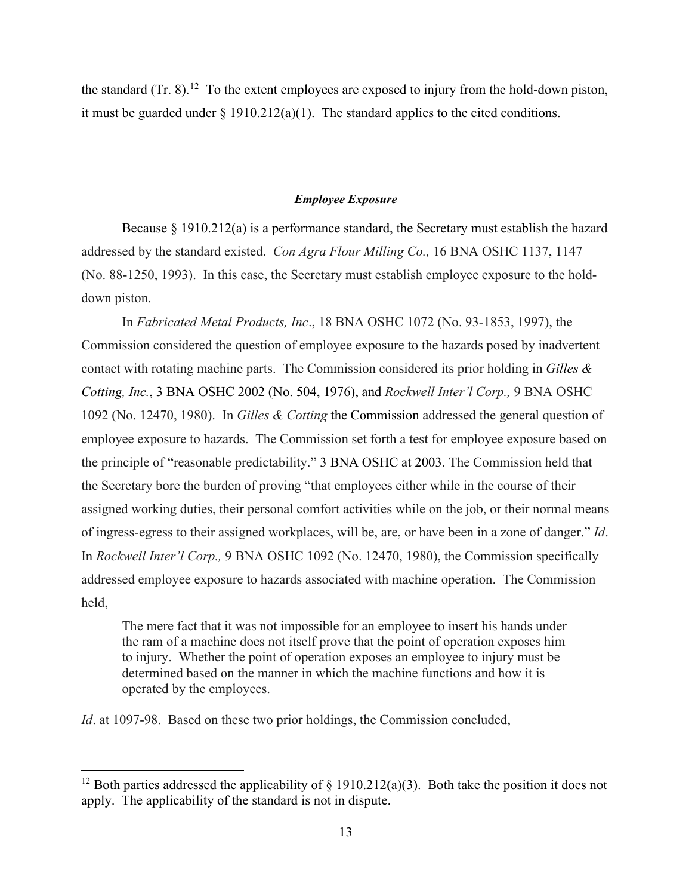the standard (Tr. 8).[12] To the extent employees are exposed to injury from the hold-down piston, it must be guarded under § 1910.212(a)(1). The standard applies to the cited conditions.

### *Employee Exposure*

Because § 1910.212(a) is a performance standard, the Secretary must establish the hazard addressed by the standard existed. *Con Agra Flour Milling Co.,* 16 BNA OSHC 1137, 1147 (No. 88-1250, 1993). In this case, the Secretary must establish employee exposure to the hold-down piston.

In *Fabricated Metal Products, Inc*., 18 BNA OSHC 1072 (No. 93-1853, 1997), the Commission considered the question of employee exposure to the hazards posed by inadvertent contact with rotating machine parts. The Commission considered its prior holding in *Gilles & Cotting, Inc.*, 3 BNA OSHC 2002 (No. 504, 1976), and *Rockwell Inter'l Corp.,* 9 BNA OSHC 1092 (No. 12470, 1980). In *Gilles & Cotting* the Commission addressed the general question of employee exposure to hazards. The Commission set forth a test for employee exposure based on the principle of "reasonable predictability." 3 BNA OSHC at 2003. The Commission held that the Secretary bore the burden of proving "that employees either while in the course of their assigned working duties, their personal comfort activities while on the job, or their normal means of ingress-egress to their assigned workplaces, will be, are, or have been in a zone of danger." *Id*. In *Rockwell Inter'l Corp.,* 9 BNA OSHC 1092 (No. 12470, 1980), the Commission specifically addressed employee exposure to hazards associated with machine operation. The Commission held,

> The mere fact that it was not impossible for an employee to insert his hands under the ram of a machine does not itself prove that the point of operation exposes him to injury. Whether the point of operation exposes an employee to injury must be determined based on the manner in which the machine functions and how it is operated by the employees.

*Id*. at 1097-98. Based on these two prior holdings, the Commission concluded,

[12] Both parties addressed the applicability of § 1910.212(a)(3). Both take the position it does not apply. The applicability of the standard is not in dispute.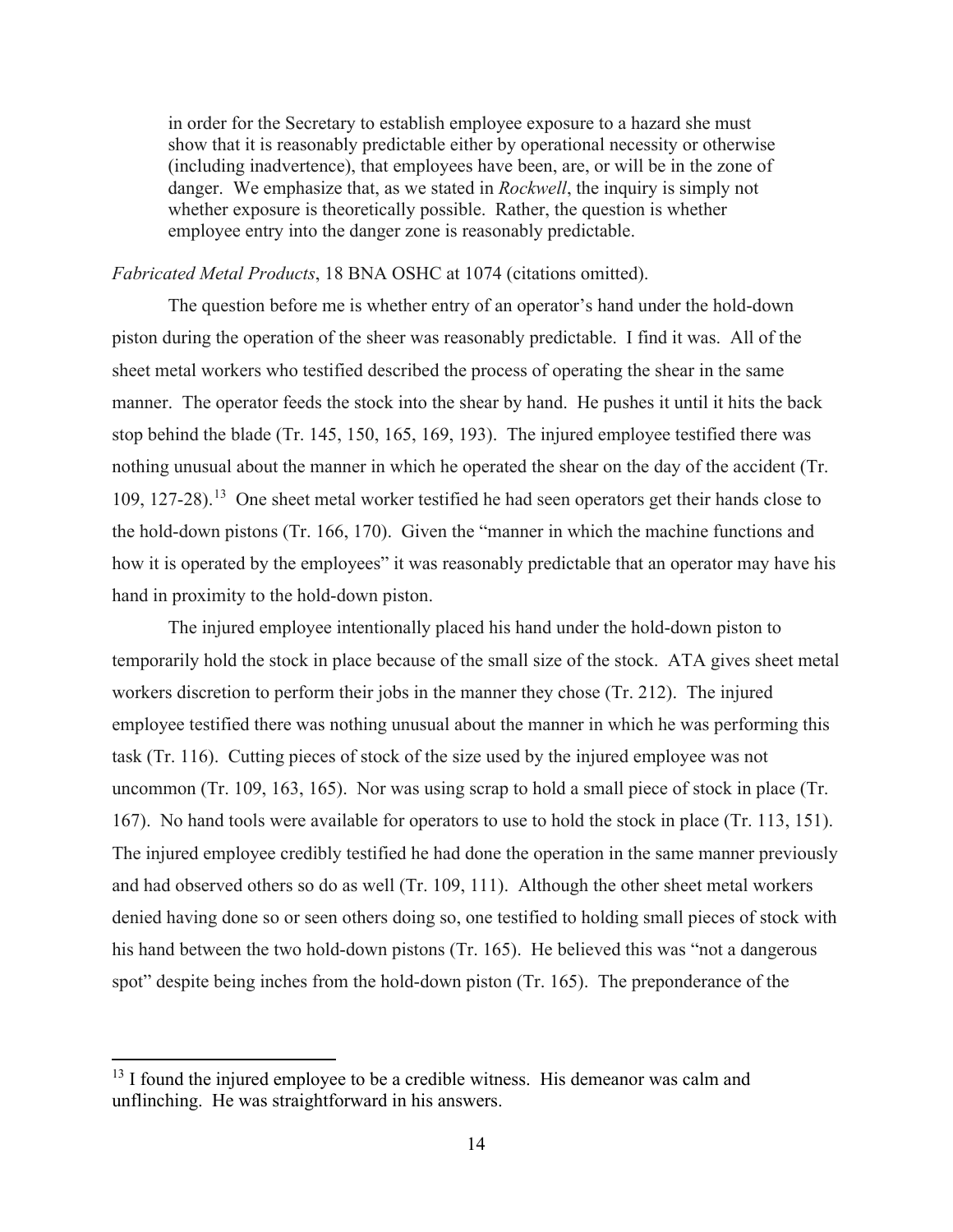> in order for the Secretary to establish employee exposure to a hazard she must show that it is reasonably predictable either by operational necessity or otherwise (including inadvertence), that employees have been, are, or will be in the zone of danger. We emphasize that, as we stated in *Rockwell*, the inquiry is simply not whether exposure is theoretically possible. Rather, the question is whether employee entry into the danger zone is reasonably predictable.

*Fabricated Metal Products*, 18 BNA OSHC at 1074 (citations omitted).

The question before me is whether entry of an operator's hand under the hold-down piston during the operation of the sheer was reasonably predictable. I find it was. All of the sheet metal workers who testified described the process of operating the shear in the same manner. The operator feeds the stock into the shear by hand. He pushes it until it hits the back stop behind the blade (Tr. 145, 150, 165, 169, 193). The injured employee testified there was nothing unusual about the manner in which he operated the shear on the day of the accident (Tr. 109, 127-28).[13] One sheet metal worker testified he had seen operators get their hands close to the hold-down pistons (Tr. 166, 170). Given the "manner in which the machine functions and how it is operated by the employees" it was reasonably predictable that an operator may have his hand in proximity to the hold-down piston.

The injured employee intentionally placed his hand under the hold-down piston to temporarily hold the stock in place because of the small size of the stock. ATA gives sheet metal workers discretion to perform their jobs in the manner they chose (Tr. 212). The injured employee testified there was nothing unusual about the manner in which he was performing this task (Tr. 116). Cutting pieces of stock of the size used by the injured employee was not uncommon (Tr. 109, 163, 165). Nor was using scrap to hold a small piece of stock in place (Tr. 167). No hand tools were available for operators to use to hold the stock in place (Tr. 113, 151). The injured employee credibly testified he had done the operation in the same manner previously and had observed others so do as well (Tr. 109, 111). Although the other sheet metal workers denied having done so or seen others doing so, one testified to holding small pieces of stock with his hand between the two hold-down pistons (Tr. 165). He believed this was "not a dangerous spot" despite being inches from the hold-down piston (Tr. 165). The preponderance of the

[13] I found the injured employee to be a credible witness. His demeanor was calm and unflinching. He was straightforward in his answers.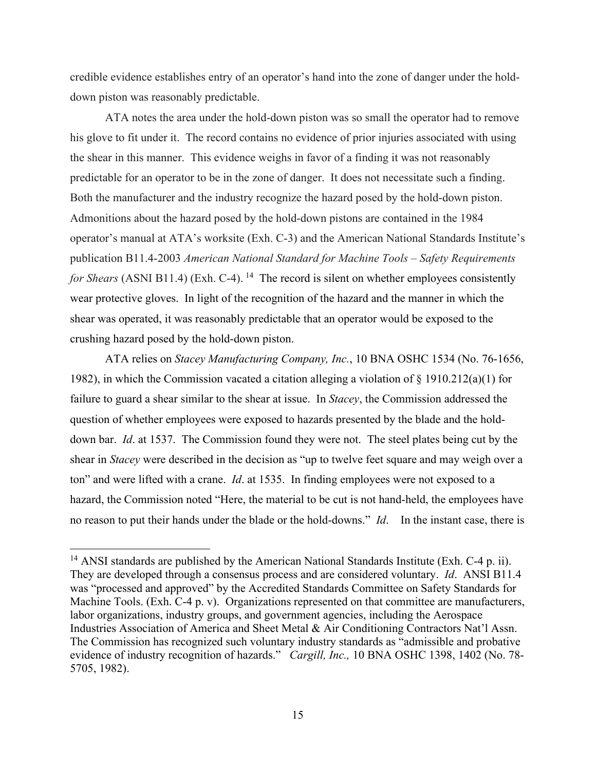credible evidence establishes entry of an operator's hand into the zone of danger under the hold-down piston was reasonably predictable.

ATA notes the area under the hold-down piston was so small the operator had to remove his glove to fit under it. The record contains no evidence of prior injuries associated with using the shear in this manner. This evidence weighs in favor of a finding it was not reasonably predictable for an operator to be in the zone of danger. It does not necessitate such a finding. Both the manufacturer and the industry recognize the hazard posed by the hold-down piston. Admonitions about the hazard posed by the hold-down pistons are contained in the 1984 operator's manual at ATA's worksite (Exh. C-3) and the American National Standards Institute's publication B11.4-2003 *American National Standard for Machine Tools – Safety Requirements for Shears* (ASNI B11.4) (Exh. C-4).[14] The record is silent on whether employees consistently wear protective gloves. In light of the recognition of the hazard and the manner in which the shear was operated, it was reasonably predictable that an operator would be exposed to the crushing hazard posed by the hold-down piston.

ATA relies on *Stacey Manufacturing Company, Inc.*, 10 BNA OSHC 1534 (No. 76-1656, 1982), in which the Commission vacated a citation alleging a violation of § 1910.212(a)(1) for failure to guard a shear similar to the shear at issue. In *Stacey*, the Commission addressed the question of whether employees were exposed to hazards presented by the blade and the hold-down bar. *Id*. at 1537. The Commission found they were not. The steel plates being cut by the shear in *Stacey* were described in the decision as "up to twelve feet square and may weigh over a ton" and were lifted with a crane. *Id*. at 1535. In finding employees were not exposed to a hazard, the Commission noted "Here, the material to be cut is not hand-held, the employees have no reason to put their hands under the blade or the hold-downs." *Id*. In the instant case, there is

[14] ANSI standards are published by the American National Standards Institute (Exh. C-4 p. ii). They are developed through a consensus process and are considered voluntary. *Id*. ANSI B11.4 was "processed and approved" by the Accredited Standards Committee on Safety Standards for Machine Tools. (Exh. C-4 p. v). Organizations represented on that committee are manufacturers, labor organizations, industry groups, and government agencies, including the Aerospace Industries Association of America and Sheet Metal & Air Conditioning Contractors Nat'l Assn. The Commission has recognized such voluntary industry standards as "admissible and probative evidence of industry recognition of hazards." *Cargill, Inc.,* 10 BNA OSHC 1398, 1402 (No. 78-5705, 1982).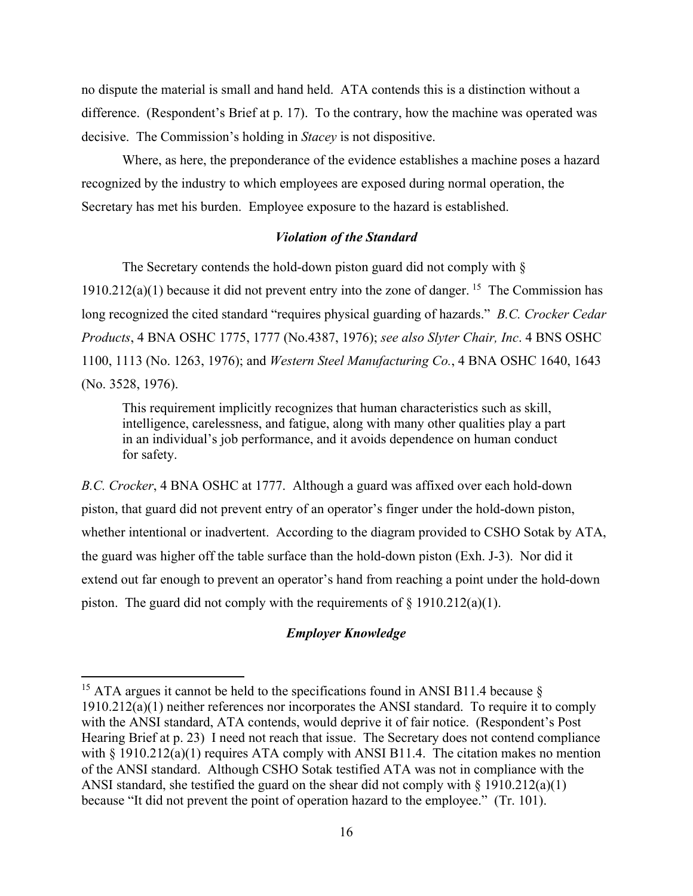no dispute the material is small and hand held. ATA contends this is a distinction without a difference. (Respondent's Brief at p. 17). To the contrary, how the machine was operated was decisive. The Commission's holding in *Stacey* is not dispositive.

Where, as here, the preponderance of the evidence establishes a machine poses a hazard recognized by the industry to which employees are exposed during normal operation, the Secretary has met his burden. Employee exposure to the hazard is established.

### *Violation of the Standard*

The Secretary contends the hold-down piston guard did not comply with § 1910.212(a)(1) because it did not prevent entry into the zone of danger. [15] The Commission has long recognized the cited standard "requires physical guarding of hazards." *B.C. Crocker Cedar Products*, 4 BNA OSHC 1775, 1777 (No.4387, 1976); *see also Slyter Chair, Inc*. 4 BNS OSHC 1100, 1113 (No. 1263, 1976); and *Western Steel Manufacturing Co.*, 4 BNA OSHC 1640, 1643 (No. 3528, 1976).

> This requirement implicitly recognizes that human characteristics such as skill, intelligence, carelessness, and fatigue, along with many other qualities play a part in an individual's job performance, and it avoids dependence on human conduct for safety.

*B.C. Crocker*, 4 BNA OSHC at 1777. Although a guard was affixed over each hold-down piston, that guard did not prevent entry of an operator's finger under the hold-down piston, whether intentional or inadvertent. According to the diagram provided to CSHO Sotak by ATA, the guard was higher off the table surface than the hold-down piston (Exh. J-3). Nor did it extend out far enough to prevent an operator's hand from reaching a point under the hold-down piston. The guard did not comply with the requirements of § 1910.212(a)(1).

### *Employer Knowledge*

---

[15] ATA argues it cannot be held to the specifications found in ANSI B11.4 because § 1910.212(a)(1) neither references nor incorporates the ANSI standard. To require it to comply with the ANSI standard, ATA contends, would deprive it of fair notice. (Respondent's Post Hearing Brief at p. 23) I need not reach that issue. The Secretary does not contend compliance with § 1910.212(a)(1) requires ATA comply with ANSI B11.4. The citation makes no mention of the ANSI standard. Although CSHO Sotak testified ATA was not in compliance with the ANSI standard, she testified the guard on the shear did not comply with § 1910.212(a)(1) because "It did not prevent the point of operation hazard to the employee." (Tr. 101).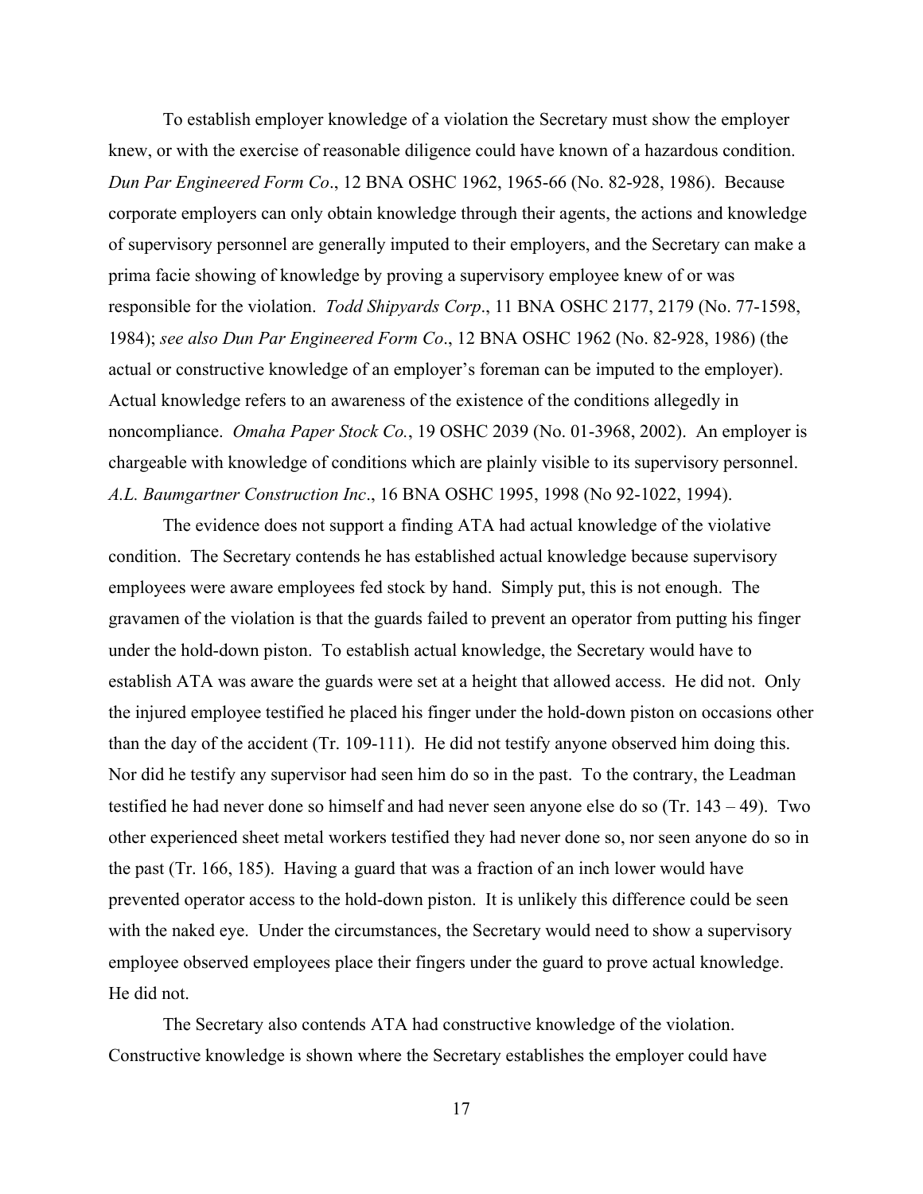To establish employer knowledge of a violation the Secretary must show the employer knew, or with the exercise of reasonable diligence could have known of a hazardous condition. *Dun Par Engineered Form Co*., 12 BNA OSHC 1962, 1965-66 (No. 82-928, 1986). Because corporate employers can only obtain knowledge through their agents, the actions and knowledge of supervisory personnel are generally imputed to their employers, and the Secretary can make a prima facie showing of knowledge by proving a supervisory employee knew of or was responsible for the violation. *Todd Shipyards Corp*., 11 BNA OSHC 2177, 2179 (No. 77-1598, 1984); *see also Dun Par Engineered Form Co*., 12 BNA OSHC 1962 (No. 82-928, 1986) (the actual or constructive knowledge of an employer's foreman can be imputed to the employer). Actual knowledge refers to an awareness of the existence of the conditions allegedly in noncompliance. *Omaha Paper Stock Co.*, 19 OSHC 2039 (No. 01-3968, 2002). An employer is chargeable with knowledge of conditions which are plainly visible to its supervisory personnel. *A.L. Baumgartner Construction Inc*., 16 BNA OSHC 1995, 1998 (No 92-1022, 1994).

The evidence does not support a finding ATA had actual knowledge of the violative condition. The Secretary contends he has established actual knowledge because supervisory employees were aware employees fed stock by hand. Simply put, this is not enough. The gravamen of the violation is that the guards failed to prevent an operator from putting his finger under the hold-down piston. To establish actual knowledge, the Secretary would have to establish ATA was aware the guards were set at a height that allowed access. He did not. Only the injured employee testified he placed his finger under the hold-down piston on occasions other than the day of the accident (Tr. 109-111). He did not testify anyone observed him doing this. Nor did he testify any supervisor had seen him do so in the past. To the contrary, the Leadman testified he had never done so himself and had never seen anyone else do so (Tr. 143 – 49). Two other experienced sheet metal workers testified they had never done so, nor seen anyone do so in the past (Tr. 166, 185). Having a guard that was a fraction of an inch lower would have prevented operator access to the hold-down piston. It is unlikely this difference could be seen with the naked eye. Under the circumstances, the Secretary would need to show a supervisory employee observed employees place their fingers under the guard to prove actual knowledge. He did not.

The Secretary also contends ATA had constructive knowledge of the violation. Constructive knowledge is shown where the Secretary establishes the employer could have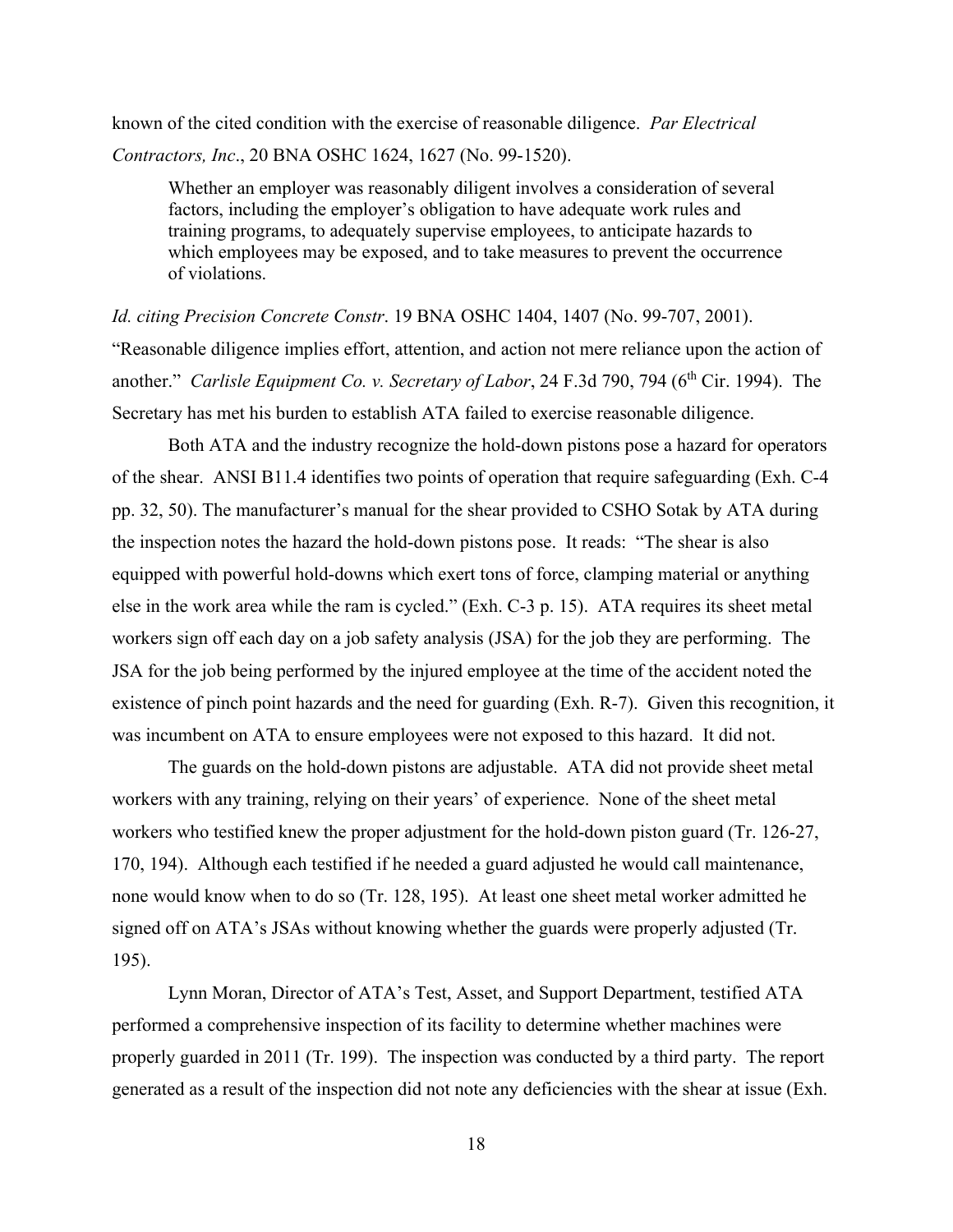known of the cited condition with the exercise of reasonable diligence. *Par Electrical Contractors, Inc*., 20 BNA OSHC 1624, 1627 (No. 99-1520).

> Whether an employer was reasonably diligent involves a consideration of several factors, including the employer's obligation to have adequate work rules and training programs, to adequately supervise employees, to anticipate hazards to which employees may be exposed, and to take measures to prevent the occurrence of violations.

*Id. citing Precision Concrete Constr*. 19 BNA OSHC 1404, 1407 (No. 99-707, 2001). "Reasonable diligence implies effort, attention, and action not mere reliance upon the action of another." *Carlisle Equipment Co. v. Secretary of Labor*, 24 F.3d 790, 794 (6th Cir. 1994). The Secretary has met his burden to establish ATA failed to exercise reasonable diligence.

Both ATA and the industry recognize the hold-down pistons pose a hazard for operators of the shear. ANSI B11.4 identifies two points of operation that require safeguarding (Exh. C-4 pp. 32, 50). The manufacturer's manual for the shear provided to CSHO Sotak by ATA during the inspection notes the hazard the hold-down pistons pose. It reads: "The shear is also equipped with powerful hold-downs which exert tons of force, clamping material or anything else in the work area while the ram is cycled." (Exh. C-3 p. 15). ATA requires its sheet metal workers sign off each day on a job safety analysis (JSA) for the job they are performing. The JSA for the job being performed by the injured employee at the time of the accident noted the existence of pinch point hazards and the need for guarding (Exh. R-7). Given this recognition, it was incumbent on ATA to ensure employees were not exposed to this hazard. It did not.

The guards on the hold-down pistons are adjustable. ATA did not provide sheet metal workers with any training, relying on their years' of experience. None of the sheet metal workers who testified knew the proper adjustment for the hold-down piston guard (Tr. 126-27, 170, 194). Although each testified if he needed a guard adjusted he would call maintenance, none would know when to do so (Tr. 128, 195). At least one sheet metal worker admitted he signed off on ATA's JSAs without knowing whether the guards were properly adjusted (Tr. 195).

Lynn Moran, Director of ATA's Test, Asset, and Support Department, testified ATA performed a comprehensive inspection of its facility to determine whether machines were properly guarded in 2011 (Tr. 199). The inspection was conducted by a third party. The report generated as a result of the inspection did not note any deficiencies with the shear at issue (Exh.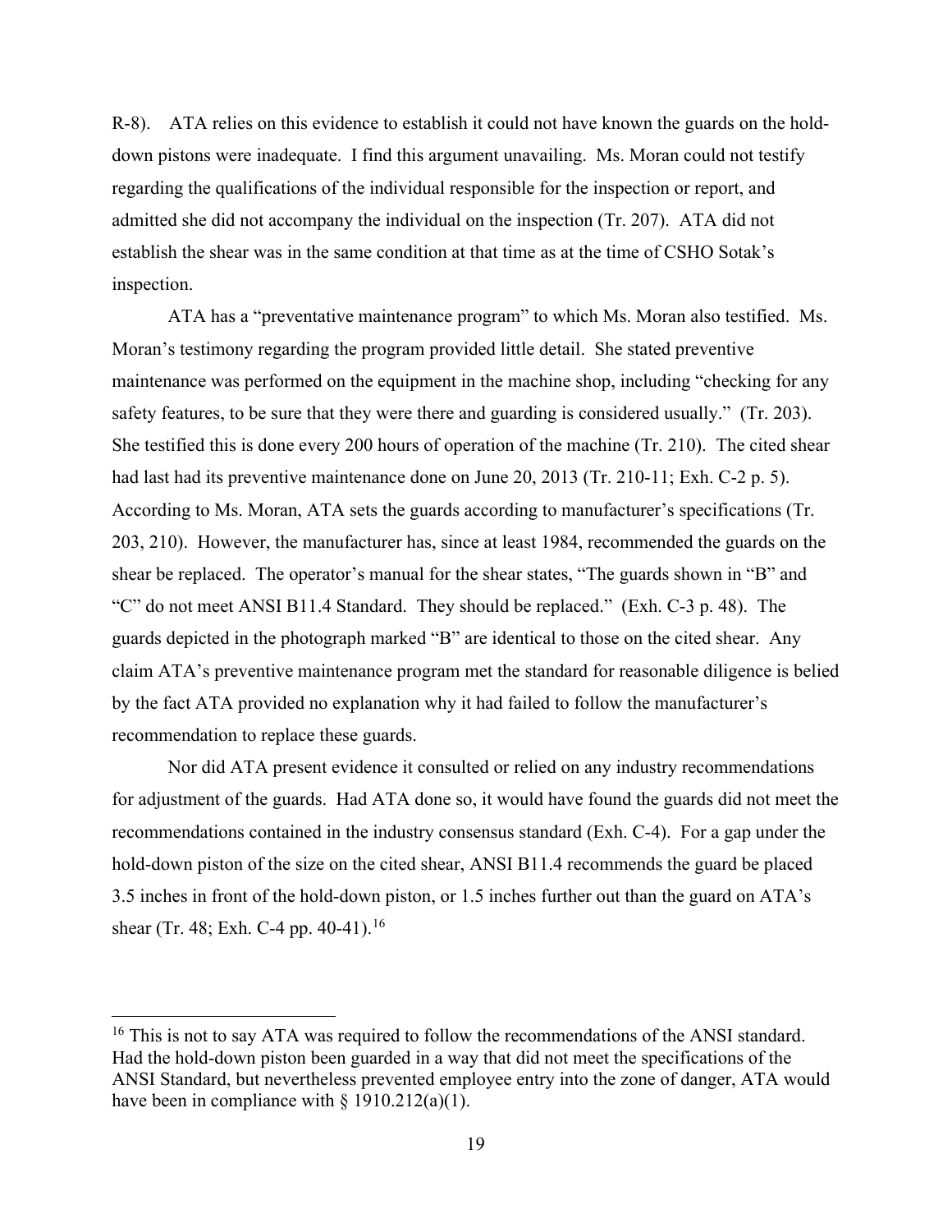R-8). ATA relies on this evidence to establish it could not have known the guards on the hold-down pistons were inadequate. I find this argument unavailing. Ms. Moran could not testify regarding the qualifications of the individual responsible for the inspection or report, and admitted she did not accompany the individual on the inspection (Tr. 207). ATA did not establish the shear was in the same condition at that time as at the time of CSHO Sotak's inspection.

ATA has a "preventative maintenance program" to which Ms. Moran also testified. Ms. Moran's testimony regarding the program provided little detail. She stated preventive maintenance was performed on the equipment in the machine shop, including "checking for any safety features, to be sure that they were there and guarding is considered usually." (Tr. 203). She testified this is done every 200 hours of operation of the machine (Tr. 210). The cited shear had last had its preventive maintenance done on June 20, 2013 (Tr. 210-11; Exh. C-2 p. 5). According to Ms. Moran, ATA sets the guards according to manufacturer's specifications (Tr. 203, 210). However, the manufacturer has, since at least 1984, recommended the guards on the shear be replaced. The operator's manual for the shear states, "The guards shown in "B" and "C" do not meet ANSI B11.4 Standard. They should be replaced." (Exh. C-3 p. 48). The guards depicted in the photograph marked "B" are identical to those on the cited shear. Any claim ATA's preventive maintenance program met the standard for reasonable diligence is belied by the fact ATA provided no explanation why it had failed to follow the manufacturer's recommendation to replace these guards.

Nor did ATA present evidence it consulted or relied on any industry recommendations for adjustment of the guards. Had ATA done so, it would have found the guards did not meet the recommendations contained in the industry consensus standard (Exh. C-4). For a gap under the hold-down piston of the size on the cited shear, ANSI B11.4 recommends the guard be placed 3.5 inches in front of the hold-down piston, or 1.5 inches further out than the guard on ATA's shear (Tr. 48; Exh. C-4 pp. 40-41).[16]

---

[16] This is not to say ATA was required to follow the recommendations of the ANSI standard. Had the hold-down piston been guarded in a way that did not meet the specifications of the ANSI Standard, but nevertheless prevented employee entry into the zone of danger, ATA would have been in compliance with § 1910.212(a)(1).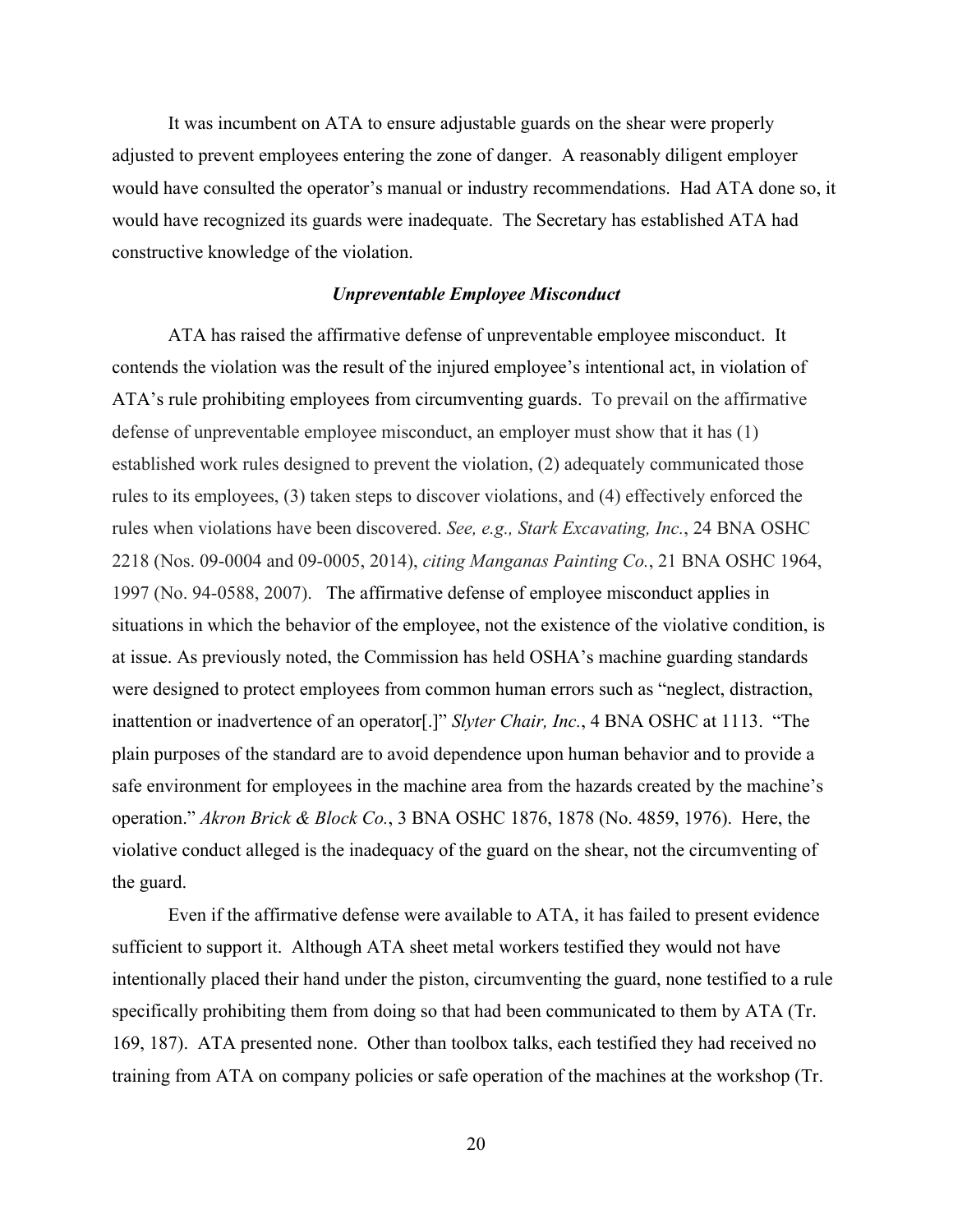It was incumbent on ATA to ensure adjustable guards on the shear were properly adjusted to prevent employees entering the zone of danger. A reasonably diligent employer would have consulted the operator's manual or industry recommendations. Had ATA done so, it would have recognized its guards were inadequate. The Secretary has established ATA had constructive knowledge of the violation.

### *Unpreventable Employee Misconduct*

ATA has raised the affirmative defense of unpreventable employee misconduct. It contends the violation was the result of the injured employee's intentional act, in violation of ATA's rule prohibiting employees from circumventing guards. To prevail on the affirmative defense of unpreventable employee misconduct, an employer must show that it has (1) established work rules designed to prevent the violation, (2) adequately communicated those rules to its employees, (3) taken steps to discover violations, and (4) effectively enforced the rules when violations have been discovered. *See, e.g., Stark Excavating, Inc.*, 24 BNA OSHC 2218 (Nos. 09-0004 and 09-0005, 2014), *citing Manganas Painting Co.*, 21 BNA OSHC 1964, 1997 (No. 94-0588, 2007). The affirmative defense of employee misconduct applies in situations in which the behavior of the employee, not the existence of the violative condition, is at issue. As previously noted, the Commission has held OSHA's machine guarding standards were designed to protect employees from common human errors such as "neglect, distraction, inattention or inadvertence of an operator[.]" *Slyter Chair, Inc.*, 4 BNA OSHC at 1113. "The plain purposes of the standard are to avoid dependence upon human behavior and to provide a safe environment for employees in the machine area from the hazards created by the machine's operation." *Akron Brick & Block Co.*, 3 BNA OSHC 1876, 1878 (No. 4859, 1976). Here, the violative conduct alleged is the inadequacy of the guard on the shear, not the circumventing of the guard.

Even if the affirmative defense were available to ATA, it has failed to present evidence sufficient to support it. Although ATA sheet metal workers testified they would not have intentionally placed their hand under the piston, circumventing the guard, none testified to a rule specifically prohibiting them from doing so that had been communicated to them by ATA (Tr. 169, 187). ATA presented none. Other than toolbox talks, each testified they had received no training from ATA on company policies or safe operation of the machines at the workshop (Tr.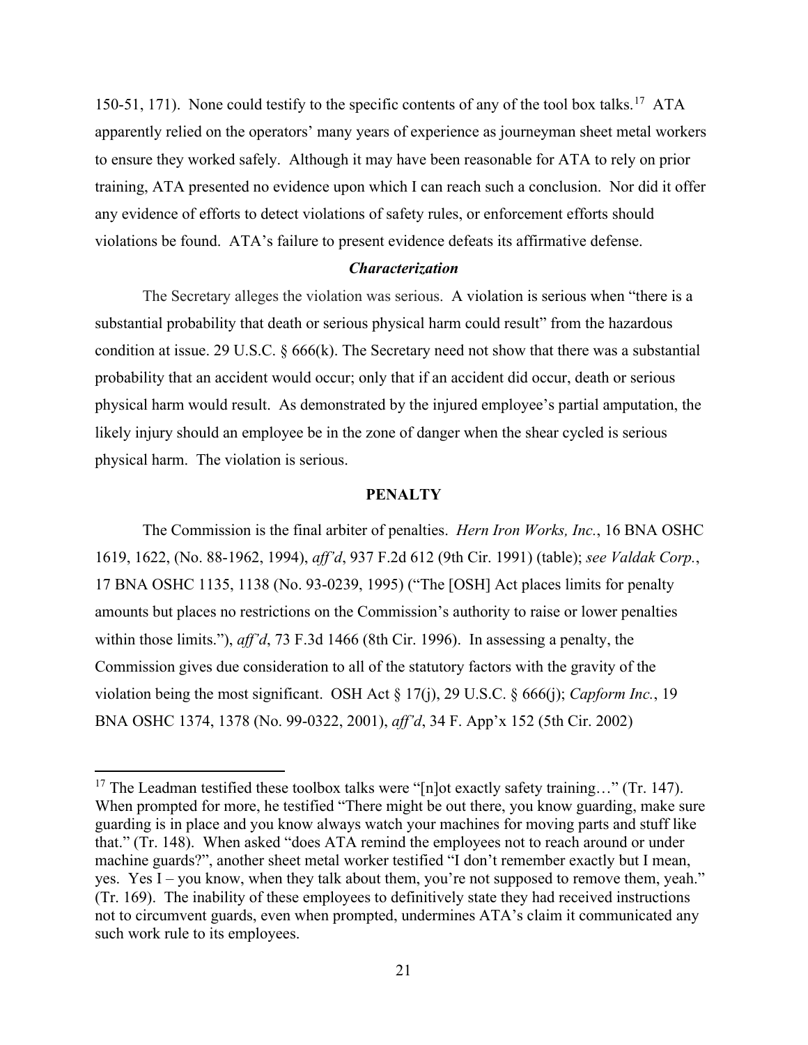150-51, 171). None could testify to the specific contents of any of the tool box talks.[17] ATA apparently relied on the operators' many years of experience as journeyman sheet metal workers to ensure they worked safely. Although it may have been reasonable for ATA to rely on prior training, ATA presented no evidence upon which I can reach such a conclusion. Nor did it offer any evidence of efforts to detect violations of safety rules, or enforcement efforts should violations be found. ATA's failure to present evidence defeats its affirmative defense.

### *Characterization*

The Secretary alleges the violation was serious. A violation is serious when "there is a substantial probability that death or serious physical harm could result" from the hazardous condition at issue. 29 U.S.C. § 666(k). The Secretary need not show that there was a substantial probability that an accident would occur; only that if an accident did occur, death or serious physical harm would result. As demonstrated by the injured employee's partial amputation, the likely injury should an employee be in the zone of danger when the shear cycled is serious physical harm. The violation is serious.

## PENALTY

The Commission is the final arbiter of penalties. *Hern Iron Works, Inc.*, 16 BNA OSHC 1619, 1622, (No. 88-1962, 1994), *aff'd*, 937 F.2d 612 (9th Cir. 1991) (table); *see Valdak Corp.*, 17 BNA OSHC 1135, 1138 (No. 93-0239, 1995) ("The [OSH] Act places limits for penalty amounts but places no restrictions on the Commission's authority to raise or lower penalties within those limits."), *aff'd*, 73 F.3d 1466 (8th Cir. 1996). In assessing a penalty, the Commission gives due consideration to all of the statutory factors with the gravity of the violation being the most significant. OSH Act § 17(j), 29 U.S.C. § 666(j); *Capform Inc.*, 19 BNA OSHC 1374, 1378 (No. 99-0322, 2001), *aff'd*, 34 F. App'x 152 (5th Cir. 2002)

---

[17] The Leadman testified these toolbox talks were "[n]ot exactly safety training…" (Tr. 147). When prompted for more, he testified "There might be out there, you know guarding, make sure guarding is in place and you know always watch your machines for moving parts and stuff like that." (Tr. 148). When asked "does ATA remind the employees not to reach around or under machine guards?", another sheet metal worker testified "I don't remember exactly but I mean, yes. Yes I – you know, when they talk about them, you're not supposed to remove them, yeah." (Tr. 169). The inability of these employees to definitively state they had received instructions not to circumvent guards, even when prompted, undermines ATA's claim it communicated any such work rule to its employees.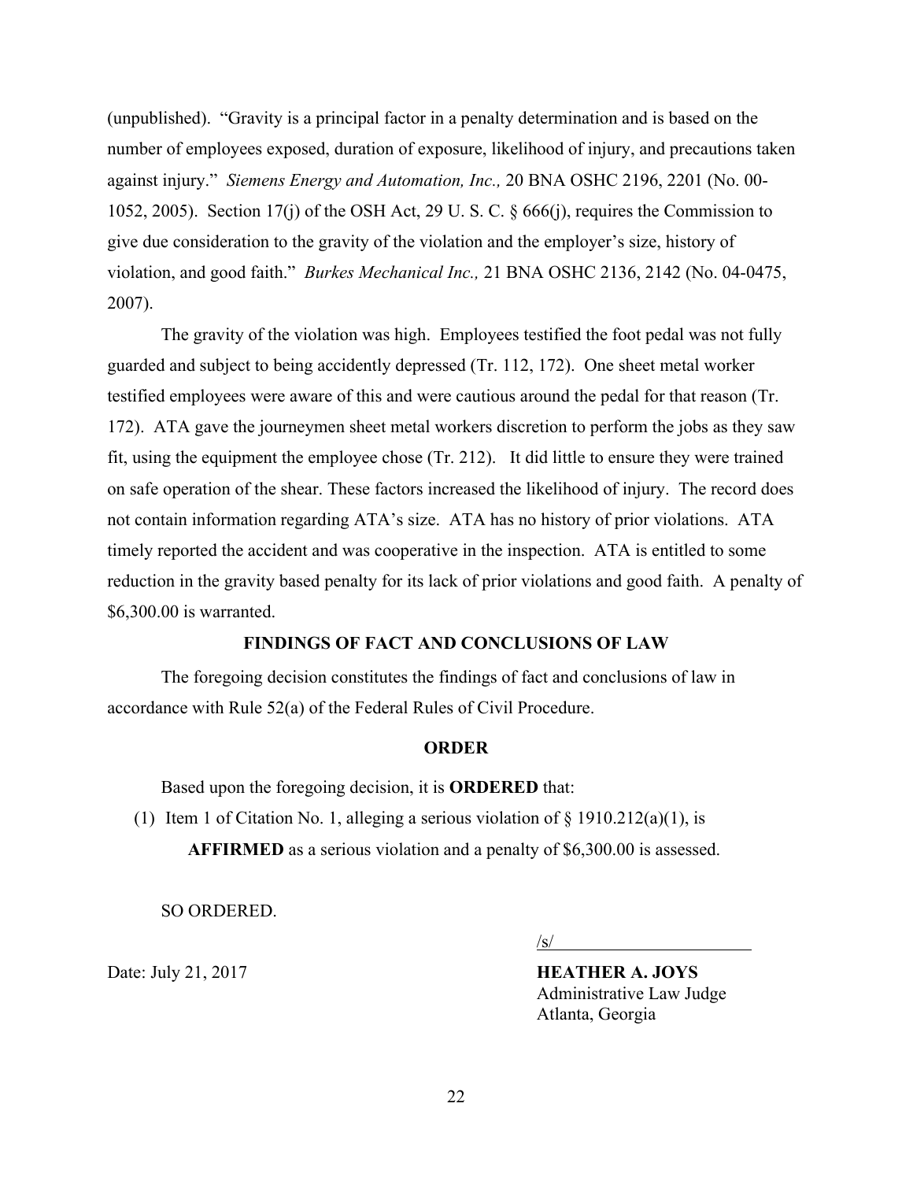(unpublished). "Gravity is a principal factor in a penalty determination and is based on the number of employees exposed, duration of exposure, likelihood of injury, and precautions taken against injury." *Siemens Energy and Automation, Inc.,* 20 BNA OSHC 2196, 2201 (No. 00-1052, 2005). Section 17(j) of the OSH Act, 29 U. S. C. § 666(j), requires the Commission to give due consideration to the gravity of the violation and the employer's size, history of violation, and good faith." *Burkes Mechanical Inc.,* 21 BNA OSHC 2136, 2142 (No. 04-0475, 2007).

The gravity of the violation was high. Employees testified the foot pedal was not fully guarded and subject to being accidently depressed (Tr. 112, 172). One sheet metal worker testified employees were aware of this and were cautious around the pedal for that reason (Tr. 172). ATA gave the journeymen sheet metal workers discretion to perform the jobs as they saw fit, using the equipment the employee chose (Tr. 212). It did little to ensure they were trained on safe operation of the shear. These factors increased the likelihood of injury. The record does not contain information regarding ATA's size. ATA has no history of prior violations. ATA timely reported the accident and was cooperative in the inspection. ATA is entitled to some reduction in the gravity based penalty for its lack of prior violations and good faith. A penalty of $6,300.00 is warranted.

**FINDINGS OF FACT AND CONCLUSIONS OF LAW**

The foregoing decision constitutes the findings of fact and conclusions of law in accordance with Rule 52(a) of the Federal Rules of Civil Procedure.

**ORDER**

Based upon the foregoing decision, it is **ORDERED** that:

(1) Item 1 of Citation No. 1, alleging a serious violation of § 1910.212(a)(1), is **AFFIRMED** as a serious violation and a penalty of $6,300.00 is assessed.

SO ORDERED.

/s/

Date: July 21, 2017

**HEATHER A. JOYS**
Administrative Law Judge
Atlanta, Georgia